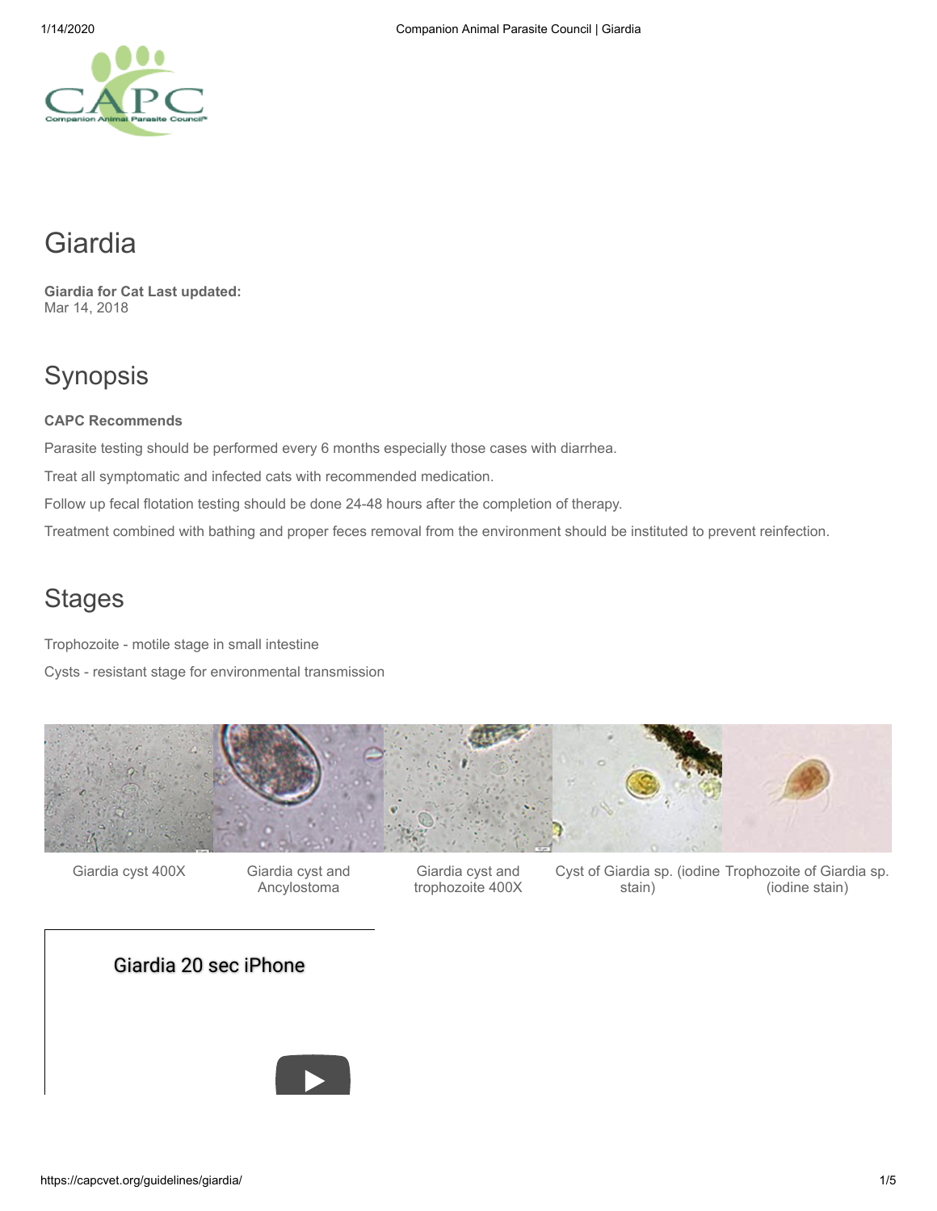# Giardia

**Giardia for Cat Last updated:**
Mar 14, 2018

## Synopsis

**CAPC Recommends**

Parasite testing should be performed every 6 months especially those cases with diarrhea.

Treat all symptomatic and infected cats with recommended medication.

Follow up fecal flotation testing should be done 24-48 hours after the completion of therapy.

Treatment combined with bathing and proper feces removal from the environment should be instituted to prevent reinfection.

## Stages

Trophozoite - motile stage in small intestine

Cysts - resistant stage for environmental transmission

Giardia cyst 400X

Giardia cyst and Ancylostoma

Giardia cyst and trophozoite 400X

Cyst of Giardia sp. (iodine stain)

Trophozoite of Giardia sp. (iodine stain)

Giardia 20 sec iPhone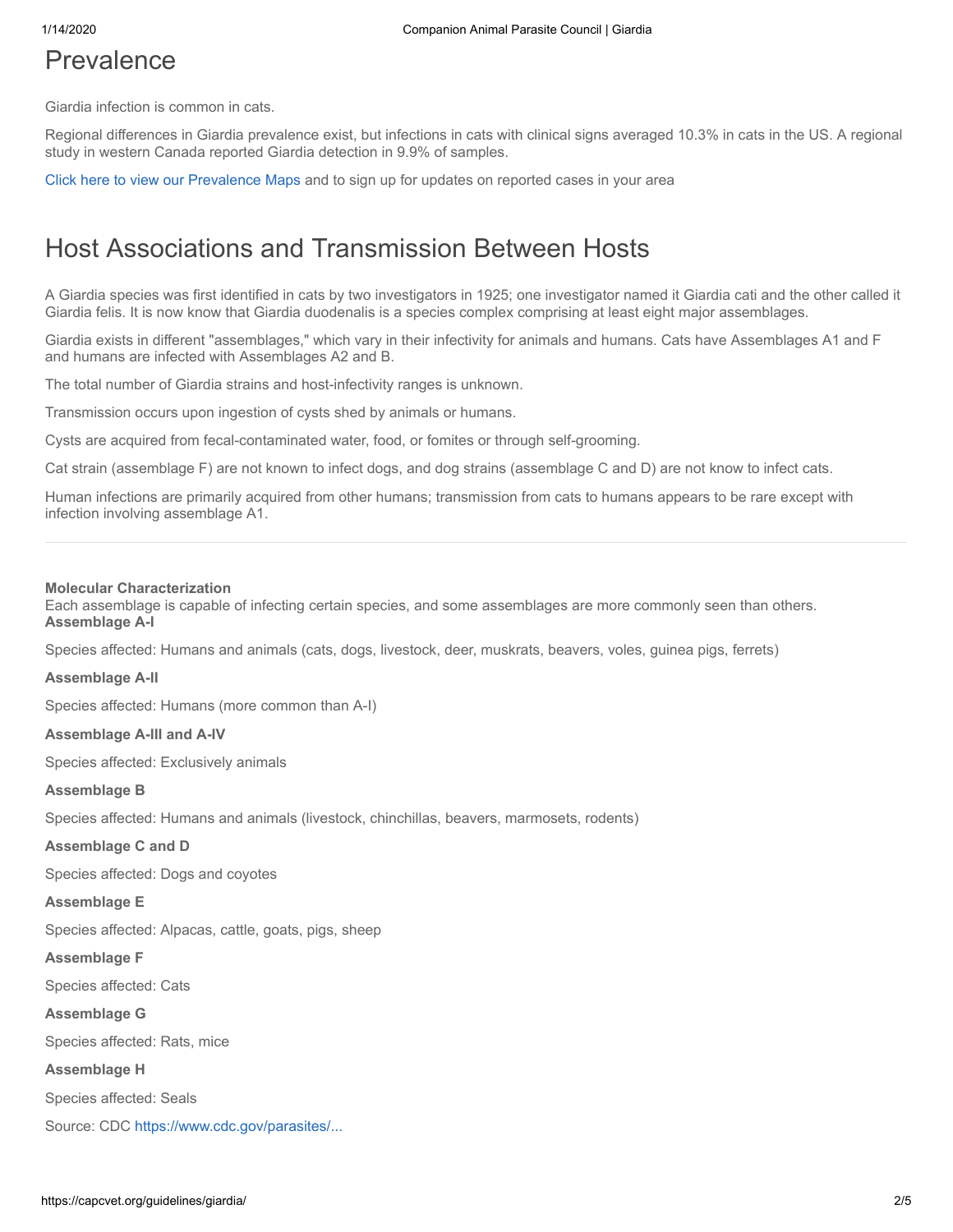# Prevalence

Giardia infection is common in cats.

Regional differences in Giardia prevalence exist, but infections in cats with clinical signs averaged 10.3% in cats in the US. A regional study in western Canada reported Giardia detection in 9.9% of samples.

Click here to view our Prevalence Maps and to sign up for updates on reported cases in your area

# Host Associations and Transmission Between Hosts

A Giardia species was first identified in cats by two investigators in 1925; one investigator named it Giardia cati and the other called it Giardia felis. It is now know that Giardia duodenalis is a species complex comprising at least eight major assemblages.

Giardia exists in different "assemblages," which vary in their infectivity for animals and humans. Cats have Assemblages A1 and F and humans are infected with Assemblages A2 and B.

The total number of Giardia strains and host-infectivity ranges is unknown.

Transmission occurs upon ingestion of cysts shed by animals or humans.

Cysts are acquired from fecal-contaminated water, food, or fomites or through self-grooming.

Cat strain (assemblage F) are not known to infect dogs, and dog strains (assemblage C and D) are not know to infect cats.

Human infections are primarily acquired from other humans; transmission from cats to humans appears to be rare except with infection involving assemblage A1.

---

**Molecular Characterization**
Each assemblage is capable of infecting certain species, and some assemblages are more commonly seen than others.
**Assemblage A-I**

Species affected: Humans and animals (cats, dogs, livestock, deer, muskrats, beavers, voles, guinea pigs, ferrets)

**Assemblage A-II**

Species affected: Humans (more common than A-I)

**Assemblage A-III and A-IV**

Species affected: Exclusively animals

**Assemblage B**

Species affected: Humans and animals (livestock, chinchillas, beavers, marmosets, rodents)

**Assemblage C and D**

Species affected: Dogs and coyotes

**Assemblage E**

Species affected: Alpacas, cattle, goats, pigs, sheep

**Assemblage F**

Species affected: Cats

**Assemblage G**

Species affected: Rats, mice

**Assemblage H**

Species affected: Seals

Source: CDC https://www.cdc.gov/parasites/...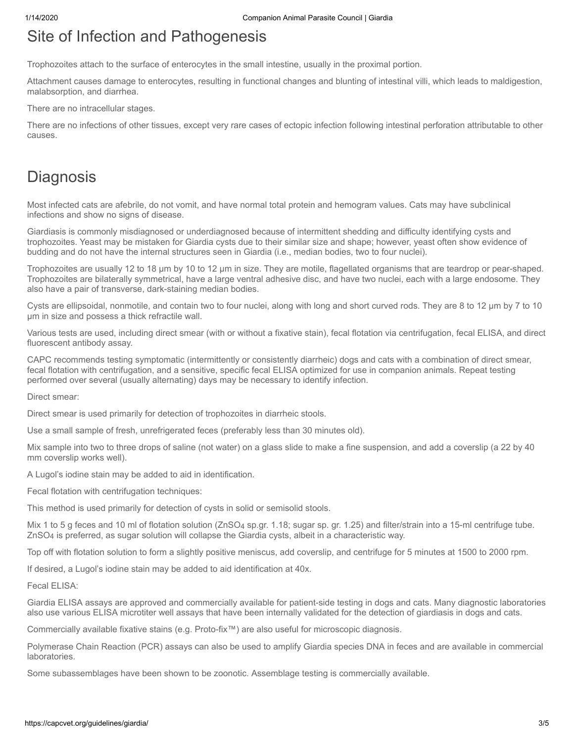## Site of Infection and Pathogenesis

Trophozoites attach to the surface of enterocytes in the small intestine, usually in the proximal portion.

Attachment causes damage to enterocytes, resulting in functional changes and blunting of intestinal villi, which leads to maldigestion, malabsorption, and diarrhea.

There are no intracellular stages.

There are no infections of other tissues, except very rare cases of ectopic infection following intestinal perforation attributable to other causes.

## Diagnosis

Most infected cats are afebrile, do not vomit, and have normal total protein and hemogram values. Cats may have subclinical infections and show no signs of disease.

Giardiasis is commonly misdiagnosed or underdiagnosed because of intermittent shedding and difficulty identifying cysts and trophozoites. Yeast may be mistaken for Giardia cysts due to their similar size and shape; however, yeast often show evidence of budding and do not have the internal structures seen in Giardia (i.e., median bodies, two to four nuclei).

Trophozoites are usually 12 to 18 µm by 10 to 12 µm in size. They are motile, flagellated organisms that are teardrop or pear-shaped. Trophozoites are bilaterally symmetrical, have a large ventral adhesive disc, and have two nuclei, each with a large endosome. They also have a pair of transverse, dark-staining median bodies.

Cysts are ellipsoidal, nonmotile, and contain two to four nuclei, along with long and short curved rods. They are 8 to 12 µm by 7 to 10 µm in size and possess a thick refractile wall.

Various tests are used, including direct smear (with or without a fixative stain), fecal flotation via centrifugation, fecal ELISA, and direct fluorescent antibody assay.

CAPC recommends testing symptomatic (intermittently or consistently diarrheic) dogs and cats with a combination of direct smear, fecal flotation with centrifugation, and a sensitive, specific fecal ELISA optimized for use in companion animals. Repeat testing performed over several (usually alternating) days may be necessary to identify infection.

Direct smear:

Direct smear is used primarily for detection of trophozoites in diarrheic stools.

Use a small sample of fresh, unrefrigerated feces (preferably less than 30 minutes old).

Mix sample into two to three drops of saline (not water) on a glass slide to make a fine suspension, and add a coverslip (a 22 by 40 mm coverslip works well).

A Lugol's iodine stain may be added to aid in identification.

Fecal flotation with centrifugation techniques:

This method is used primarily for detection of cysts in solid or semisolid stools.

Mix 1 to 5 g feces and 10 ml of flotation solution ($ZnSO_4$ sp.gr. 1.18; sugar sp. gr. 1.25) and filter/strain into a 15-ml centrifuge tube. $ZnSO_4$ is preferred, as sugar solution will collapse the Giardia cysts, albeit in a characteristic way.

Top off with flotation solution to form a slightly positive meniscus, add coverslip, and centrifuge for 5 minutes at 1500 to 2000 rpm.

If desired, a Lugol's iodine stain may be added to aid identification at 40x.

Fecal ELISA:

Giardia ELISA assays are approved and commercially available for patient-side testing in dogs and cats. Many diagnostic laboratories also use various ELISA microtiter well assays that have been internally validated for the detection of giardiasis in dogs and cats.

Commercially available fixative stains (e.g. Proto-fix™) are also useful for microscopic diagnosis.

Polymerase Chain Reaction (PCR) assays can also be used to amplify Giardia species DNA in feces and are available in commercial laboratories.

Some subassemblages have been shown to be zoonotic. Assemblage testing is commercially available.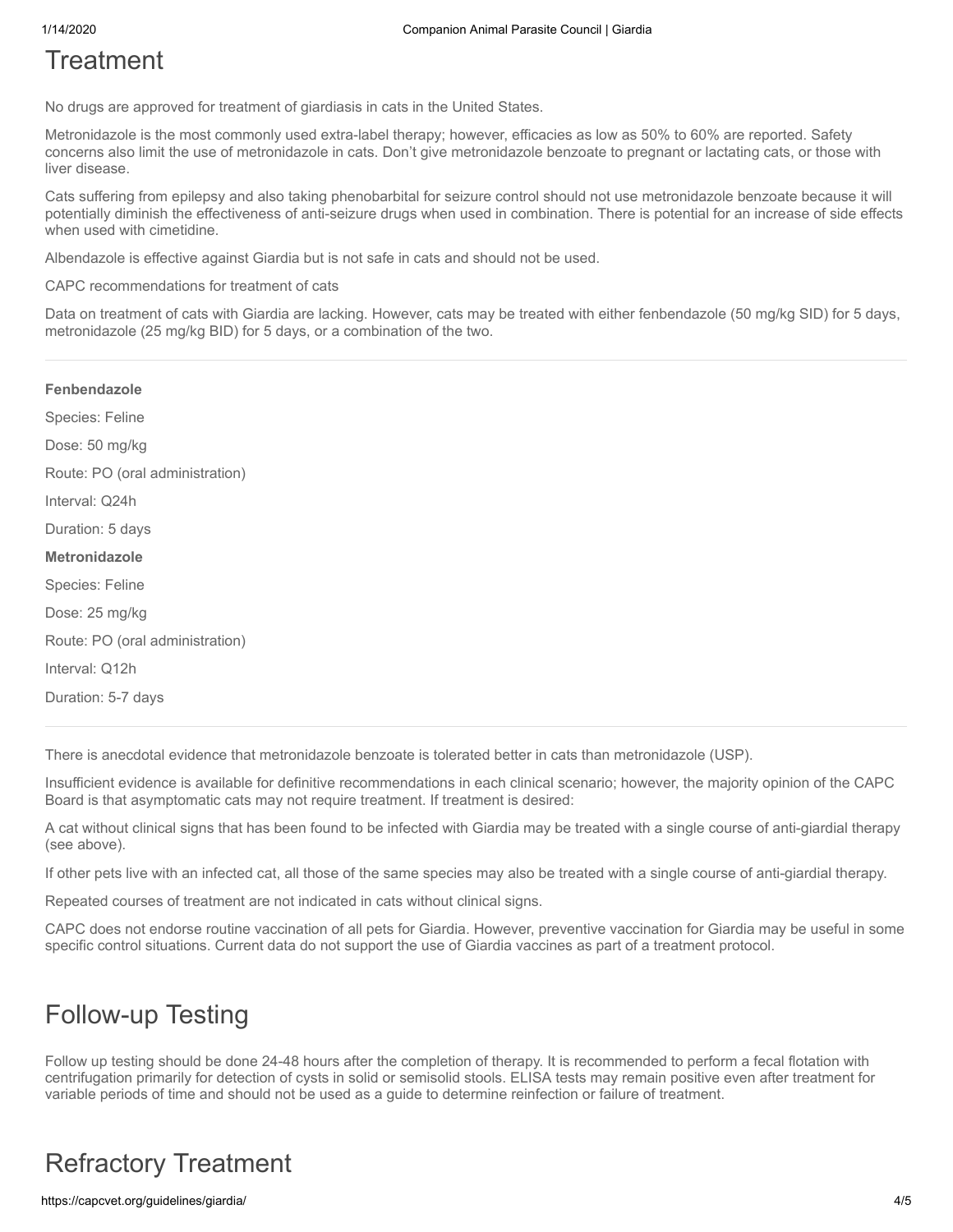# Treatment

No drugs are approved for treatment of giardiasis in cats in the United States.

Metronidazole is the most commonly used extra-label therapy; however, efficacies as low as 50% to 60% are reported. Safety concerns also limit the use of metronidazole in cats. Don't give metronidazole benzoate to pregnant or lactating cats, or those with liver disease.

Cats suffering from epilepsy and also taking phenobarbital for seizure control should not use metronidazole benzoate because it will potentially diminish the effectiveness of anti-seizure drugs when used in combination. There is potential for an increase of side effects when used with cimetidine.

Albendazole is effective against Giardia but is not safe in cats and should not be used.

CAPC recommendations for treatment of cats

Data on treatment of cats with Giardia are lacking. However, cats may be treated with either fenbendazole (50 mg/kg SID) for 5 days, metronidazole (25 mg/kg BID) for 5 days, or a combination of the two.

---

**Fenbendazole**

Species: Feline

Dose: 50 mg/kg

Route: PO (oral administration)

Interval: Q24h

Duration: 5 days

**Metronidazole**

Species: Feline

Dose: 25 mg/kg

Route: PO (oral administration)

Interval: Q12h

Duration: 5-7 days

---

There is anecdotal evidence that metronidazole benzoate is tolerated better in cats than metronidazole (USP).

Insufficient evidence is available for definitive recommendations in each clinical scenario; however, the majority opinion of the CAPC Board is that asymptomatic cats may not require treatment. If treatment is desired:

A cat without clinical signs that has been found to be infected with Giardia may be treated with a single course of anti-giardial therapy (see above).

If other pets live with an infected cat, all those of the same species may also be treated with a single course of anti-giardial therapy.

Repeated courses of treatment are not indicated in cats without clinical signs.

CAPC does not endorse routine vaccination of all pets for Giardia. However, preventive vaccination for Giardia may be useful in some specific control situations. Current data do not support the use of Giardia vaccines as part of a treatment protocol.

# Follow-up Testing

Follow up testing should be done 24-48 hours after the completion of therapy. It is recommended to perform a fecal flotation with centrifugation primarily for detection of cysts in solid or semisolid stools. ELISA tests may remain positive even after treatment for variable periods of time and should not be used as a guide to determine reinfection or failure of treatment.

# Refractory Treatment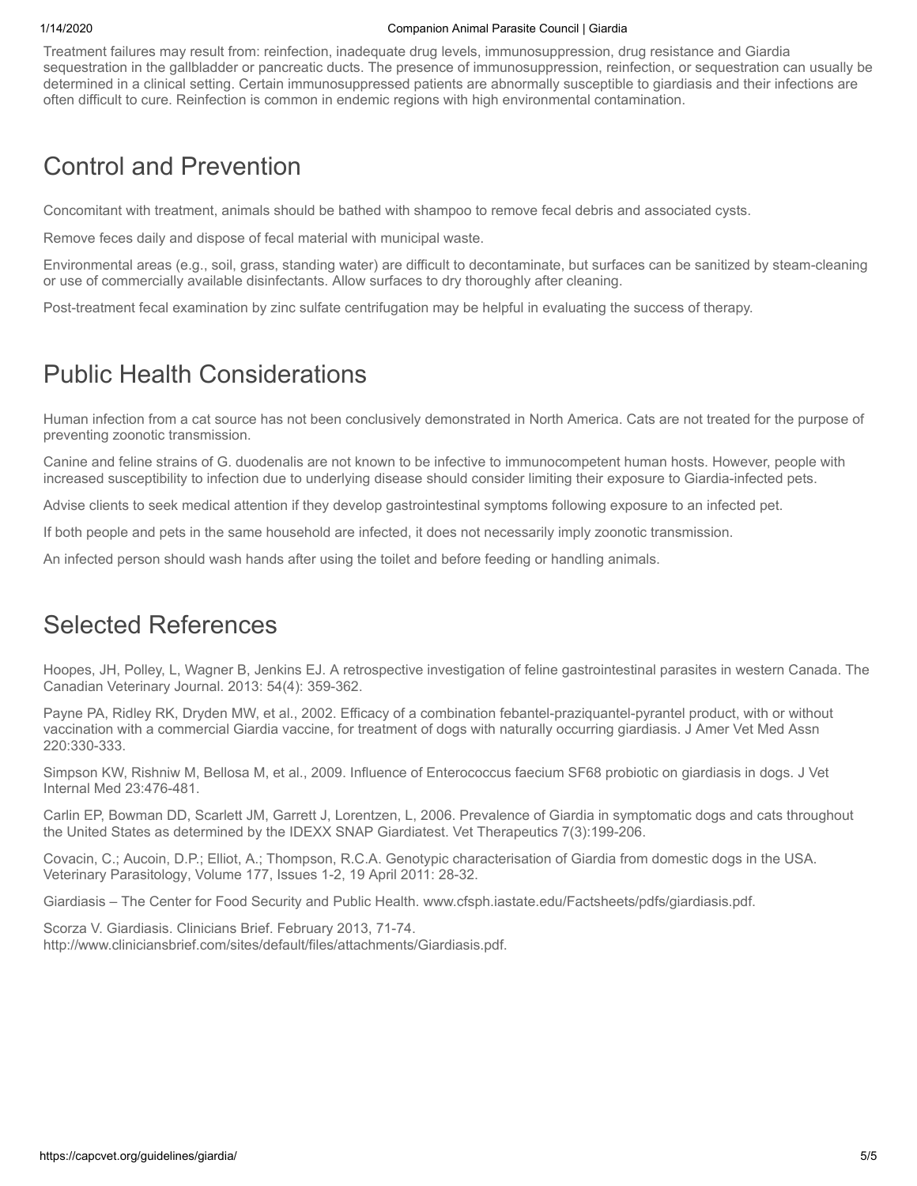Treatment failures may result from: reinfection, inadequate drug levels, immunosuppression, drug resistance and Giardia sequestration in the gallbladder or pancreatic ducts. The presence of immunosuppression, reinfection, or sequestration can usually be determined in a clinical setting. Certain immunosuppressed patients are abnormally susceptible to giardiasis and their infections are often difficult to cure. Reinfection is common in endemic regions with high environmental contamination.

## Control and Prevention

Concomitant with treatment, animals should be bathed with shampoo to remove fecal debris and associated cysts.

Remove feces daily and dispose of fecal material with municipal waste.

Environmental areas (e.g., soil, grass, standing water) are difficult to decontaminate, but surfaces can be sanitized by steam-cleaning or use of commercially available disinfectants. Allow surfaces to dry thoroughly after cleaning.

Post-treatment fecal examination by zinc sulfate centrifugation may be helpful in evaluating the success of therapy.

## Public Health Considerations

Human infection from a cat source has not been conclusively demonstrated in North America. Cats are not treated for the purpose of preventing zoonotic transmission.

Canine and feline strains of G. duodenalis are not known to be infective to immunocompetent human hosts. However, people with increased susceptibility to infection due to underlying disease should consider limiting their exposure to Giardia-infected pets.

Advise clients to seek medical attention if they develop gastrointestinal symptoms following exposure to an infected pet.

If both people and pets in the same household are infected, it does not necessarily imply zoonotic transmission.

An infected person should wash hands after using the toilet and before feeding or handling animals.

## Selected References

Hoopes, JH, Polley, L, Wagner B, Jenkins EJ. A retrospective investigation of feline gastrointestinal parasites in western Canada. The Canadian Veterinary Journal. 2013: 54(4): 359-362.

Payne PA, Ridley RK, Dryden MW, et al., 2002. Efficacy of a combination febantel-praziquantel-pyrantel product, with or without vaccination with a commercial Giardia vaccine, for treatment of dogs with naturally occurring giardiasis. J Amer Vet Med Assn 220:330-333.

Simpson KW, Rishniw M, Bellosa M, et al., 2009. Influence of Enterococcus faecium SF68 probiotic on giardiasis in dogs. J Vet Internal Med 23:476-481.

Carlin EP, Bowman DD, Scarlett JM, Garrett J, Lorentzen, L, 2006. Prevalence of Giardia in symptomatic dogs and cats throughout the United States as determined by the IDEXX SNAP Giardiatest. Vet Therapeutics 7(3):199-206.

Covacin, C.; Aucoin, D.P.; Elliot, A.; Thompson, R.C.A. Genotypic characterisation of Giardia from domestic dogs in the USA. Veterinary Parasitology, Volume 177, Issues 1-2, 19 April 2011: 28-32.

Giardiasis – The Center for Food Security and Public Health. www.cfsph.iastate.edu/Factsheets/pdfs/giardiasis.pdf.

Scorza V. Giardiasis. Clinicians Brief. February 2013, 71-74.
http://www.cliniciansbrief.com/sites/default/files/attachments/Giardiasis.pdf.